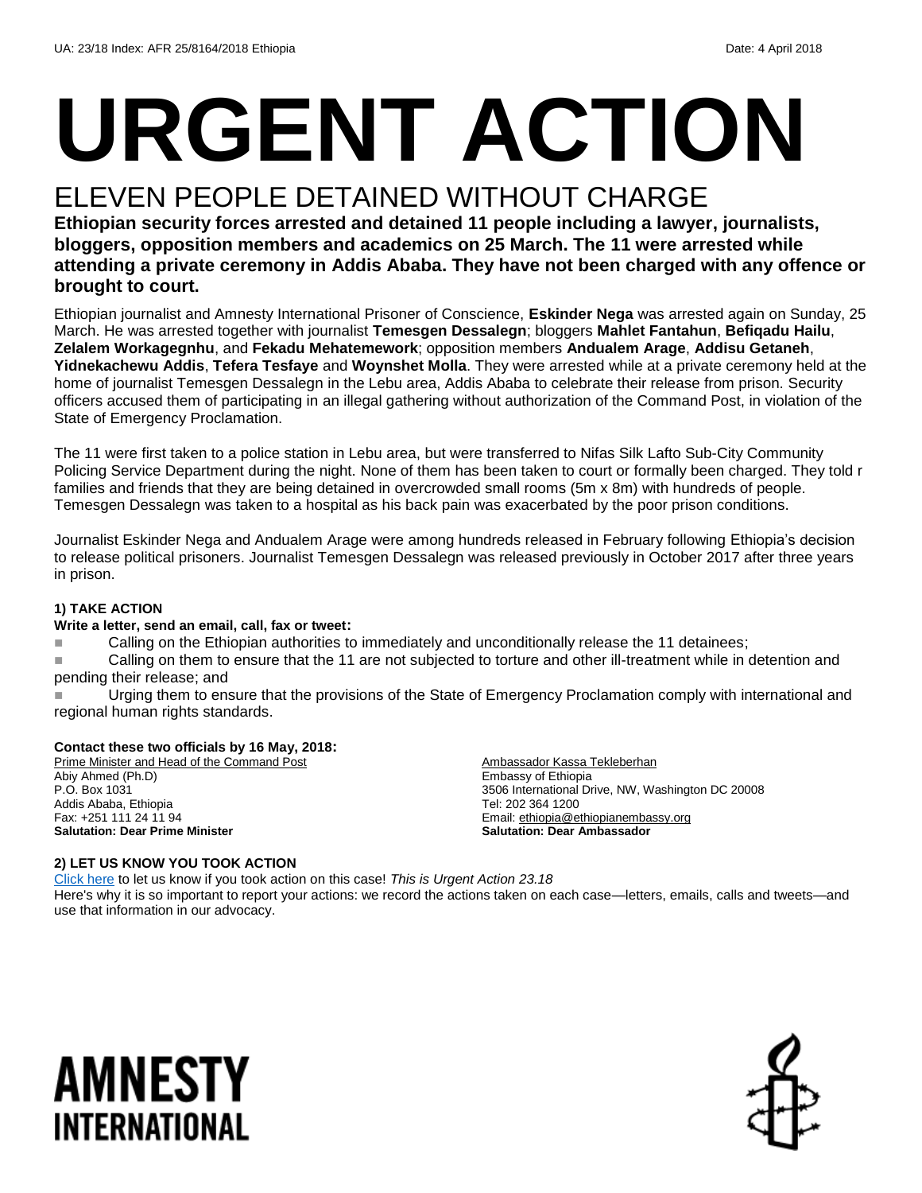UA: 23/18 Index: AFR 25/8164/2018 Ethiopia Date: 4 April 2018

# URGENT ACTION

## ELEVEN PEOPLE DETAINED WITHOUT CHARGE

**Ethiopian security forces arrested and detained 11 people including a lawyer, journalists, bloggers, opposition members and academics on 25 March. The 11 were arrested while attending a private ceremony in Addis Ababa. They have not been charged with any offence or brought to court.**

Ethiopian journalist and Amnesty International Prisoner of Conscience, **Eskinder Nega** was arrested again on Sunday, 25 March. He was arrested together with journalist **Temesgen Dessalegn**; bloggers **Mahlet Fantahun**, **Befiqadu Hailu**, **Zelalem Workagegnhu**, and **Fekadu Mehatemework**; opposition members **Andualem Arage**, **Addisu Getaneh**, **Yidnekachewu Addis**, **Tefera Tesfaye** and **Woynshet Molla**. They were arrested while at a private ceremony held at the home of journalist Temesgen Dessalegn in the Lebu area, Addis Ababa to celebrate their release from prison. Security officers accused them of participating in an illegal gathering without authorization of the Command Post, in violation of the State of Emergency Proclamation.

The 11 were first taken to a police station in Lebu area, but were transferred to Nifas Silk Lafto Sub-City Community Policing Service Department during the night. None of them has been taken to court or formally been charged. They told r families and friends that they are being detained in overcrowded small rooms (5m x 8m) with hundreds of people. Temesgen Dessalegn was taken to a hospital as his back pain was exacerbated by the poor prison conditions.

Journalist Eskinder Nega and Andualem Arage were among hundreds released in February following Ethiopia's decision to release political prisoners. Journalist Temesgen Dessalegn was released previously in October 2017 after three years in prison.

**1) TAKE ACTION**

**Write a letter, send an email, call, fax or tweet:**

- Calling on the Ethiopian authorities to immediately and unconditionally release the 11 detainees;
- Calling on them to ensure that the 11 are not subjected to torture and other ill-treatment while in detention and pending their release; and
- Urging them to ensure that the provisions of the State of Emergency Proclamation comply with international and regional human rights standards.

**Contact these two officials by 16 May, 2018:**

Prime Minister and Head of the Command Post
Abiy Ahmed (Ph.D)
P.O. Box 1031
Addis Ababa, Ethiopia
Fax: +251 111 24 11 94
**Salutation: Dear Prime Minister**

Ambassador Kassa Tekleberhan
Embassy of Ethiopia
3506 International Drive, NW, Washington DC 20008
Tel: 202 364 1200
Email: ethiopia@ethiopianembassy.org
**Salutation: Dear Ambassador**

**2) LET US KNOW YOU TOOK ACTION**

Click here to let us know if you took action on this case! *This is Urgent Action 23.18*
Here's why it is so important to report your actions: we record the actions taken on each case—letters, emails, calls and tweets—and use that information in our advocacy.

AMNESTY INTERNATIONAL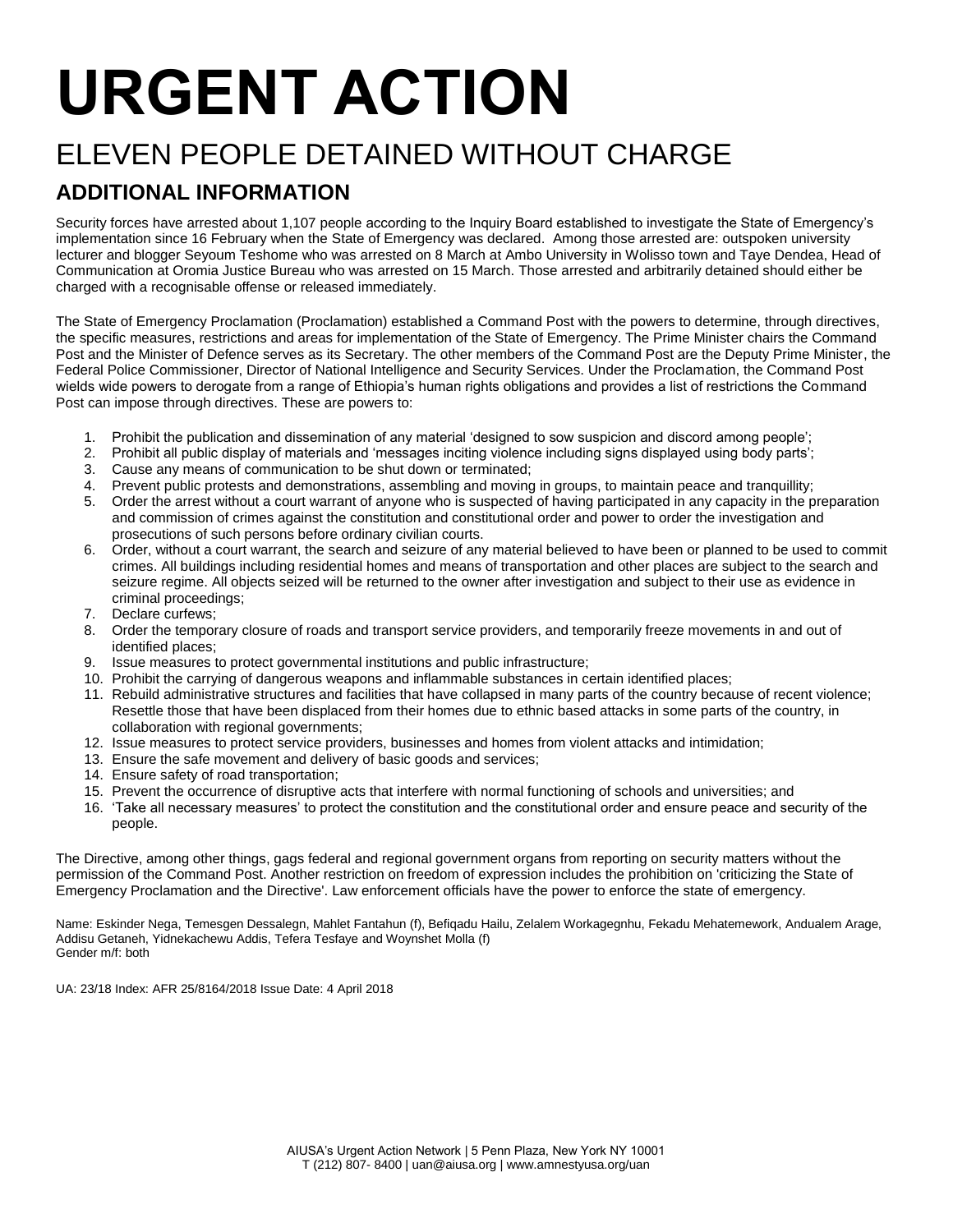# URGENT ACTION

## ELEVEN PEOPLE DETAINED WITHOUT CHARGE

### ADDITIONAL INFORMATION

Security forces have arrested about 1,107 people according to the Inquiry Board established to investigate the State of Emergency's implementation since 16 February when the State of Emergency was declared. Among those arrested are: outspoken university lecturer and blogger Seyoum Teshome who was arrested on 8 March at Ambo University in Wolisso town and Taye Dendea, Head of Communication at Oromia Justice Bureau who was arrested on 15 March. Those arrested and arbitrarily detained should either be charged with a recognisable offense or released immediately.

The State of Emergency Proclamation (Proclamation) established a Command Post with the powers to determine, through directives, the specific measures, restrictions and areas for implementation of the State of Emergency. The Prime Minister chairs the Command Post and the Minister of Defence serves as its Secretary. The other members of the Command Post are the Deputy Prime Minister, the Federal Police Commissioner, Director of National Intelligence and Security Services. Under the Proclamation, the Command Post wields wide powers to derogate from a range of Ethiopia's human rights obligations and provides a list of restrictions the Command Post can impose through directives. These are powers to:

1. Prohibit the publication and dissemination of any material 'designed to sow suspicion and discord among people';
2. Prohibit all public display of materials and 'messages inciting violence including signs displayed using body parts';
3. Cause any means of communication to be shut down or terminated;
4. Prevent public protests and demonstrations, assembling and moving in groups, to maintain peace and tranquillity;
5. Order the arrest without a court warrant of anyone who is suspected of having participated in any capacity in the preparation and commission of crimes against the constitution and constitutional order and power to order the investigation and prosecutions of such persons before ordinary civilian courts.
6. Order, without a court warrant, the search and seizure of any material believed to have been or planned to be used to commit crimes. All buildings including residential homes and means of transportation and other places are subject to the search and seizure regime. All objects seized will be returned to the owner after investigation and subject to their use as evidence in criminal proceedings;
7. Declare curfews;
8. Order the temporary closure of roads and transport service providers, and temporarily freeze movements in and out of identified places;
9. Issue measures to protect governmental institutions and public infrastructure;
10. Prohibit the carrying of dangerous weapons and inflammable substances in certain identified places;
11. Rebuild administrative structures and facilities that have collapsed in many parts of the country because of recent violence; Resettle those that have been displaced from their homes due to ethnic based attacks in some parts of the country, in collaboration with regional governments;
12. Issue measures to protect service providers, businesses and homes from violent attacks and intimidation;
13. Ensure the safe movement and delivery of basic goods and services;
14. Ensure safety of road transportation;
15. Prevent the occurrence of disruptive acts that interfere with normal functioning of schools and universities; and
16. 'Take all necessary measures' to protect the constitution and the constitutional order and ensure peace and security of the people.

The Directive, among other things, gags federal and regional government organs from reporting on security matters without the permission of the Command Post. Another restriction on freedom of expression includes the prohibition on 'criticizing the State of Emergency Proclamation and the Directive'. Law enforcement officials have the power to enforce the state of emergency.

Name: Eskinder Nega, Temesgen Dessalegn, Mahlet Fantahun (f), Befiqadu Hailu, Zelalem Workagegnhu, Fekadu Mehatemework, Andualem Arage, Addisu Getaneh, Yidnekachewu Addis, Tefera Tesfaye and Woynshet Molla (f)
Gender m/f: both

UA: 23/18 Index: AFR 25/8164/2018 Issue Date: 4 April 2018

AIUSA's Urgent Action Network | 5 Penn Plaza, New York NY 10001
T (212) 807- 8400 | uan@aiusa.org | www.amnestyusa.org/uan